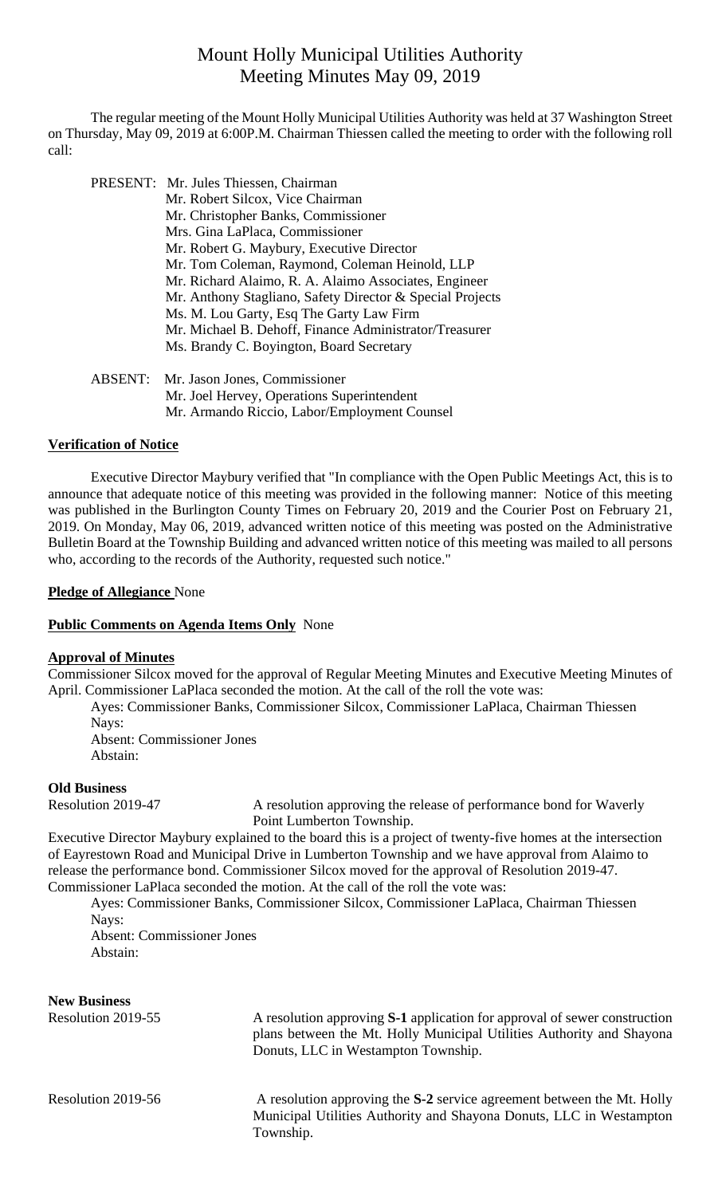# Mount Holly Municipal Utilities Authority
# Meeting Minutes May 09, 2019

The regular meeting of the Mount Holly Municipal Utilities Authority was held at 37 Washington Street on Thursday, May 09, 2019 at 6:00P.M. Chairman Thiessen called the meeting to order with the following roll call:

PRESENT: Mr. Jules Thiessen, Chairman
Mr. Robert Silcox, Vice Chairman
Mr. Christopher Banks, Commissioner
Mrs. Gina LaPlaca, Commissioner
Mr. Robert G. Maybury, Executive Director
Mr. Tom Coleman, Raymond, Coleman Heinold, LLP
Mr. Richard Alaimo, R. A. Alaimo Associates, Engineer
Mr. Anthony Stagliano, Safety Director & Special Projects
Ms. M. Lou Garty, Esq The Garty Law Firm
Mr. Michael B. Dehoff, Finance Administrator/Treasurer
Ms. Brandy C. Boyington, Board Secretary

ABSENT: Mr. Jason Jones, Commissioner
Mr. Joel Hervey, Operations Superintendent
Mr. Armando Riccio, Labor/Employment Counsel

**Verification of Notice**

Executive Director Maybury verified that "In compliance with the Open Public Meetings Act, this is to announce that adequate notice of this meeting was provided in the following manner: Notice of this meeting was published in the Burlington County Times on February 20, 2019 and the Courier Post on February 21, 2019. On Monday, May 06, 2019, advanced written notice of this meeting was posted on the Administrative Bulletin Board at the Township Building and advanced written notice of this meeting was mailed to all persons who, according to the records of the Authority, requested such notice."

**Pledge of Allegiance** None

**Public Comments on Agenda Items Only** None

**Approval of Minutes**

Commissioner Silcox moved for the approval of Regular Meeting Minutes and Executive Meeting Minutes of April. Commissioner LaPlaca seconded the motion. At the call of the roll the vote was:

Ayes: Commissioner Banks, Commissioner Silcox, Commissioner LaPlaca, Chairman Thiessen
Nays:
Absent: Commissioner Jones
Abstain:

**Old Business**

Resolution 2019-47 — A resolution approving the release of performance bond for Waverly Point Lumberton Township.

Executive Director Maybury explained to the board this is a project of twenty-five homes at the intersection of Eayrestown Road and Municipal Drive in Lumberton Township and we have approval from Alaimo to release the performance bond. Commissioner Silcox moved for the approval of Resolution 2019-47. Commissioner LaPlaca seconded the motion. At the call of the roll the vote was:

Ayes: Commissioner Banks, Commissioner Silcox, Commissioner LaPlaca, Chairman Thiessen
Nays:
Absent: Commissioner Jones
Abstain:

**New Business**

Resolution 2019-55 — A resolution approving **S-1** application for approval of sewer construction plans between the Mt. Holly Municipal Utilities Authority and Shayona Donuts, LLC in Westampton Township.

Resolution 2019-56 — A resolution approving the **S-2** service agreement between the Mt. Holly Municipal Utilities Authority and Shayona Donuts, LLC in Westampton Township.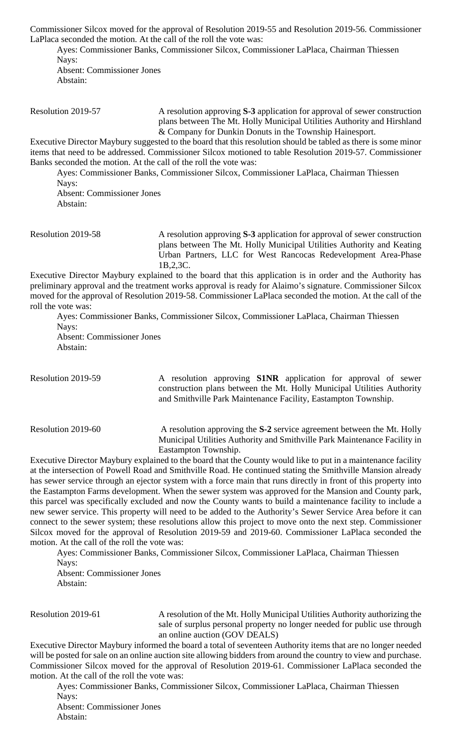Commissioner Silcox moved for the approval of Resolution 2019-55 and Resolution 2019-56. Commissioner LaPlaca seconded the motion. At the call of the roll the vote was:

Ayes: Commissioner Banks, Commissioner Silcox, Commissioner LaPlaca, Chairman Thiessen
Nays:
Absent: Commissioner Jones
Abstain:

Resolution 2019-57 A resolution approving **S-3** application for approval of sewer construction plans between The Mt. Holly Municipal Utilities Authority and Hirshland & Company for Dunkin Donuts in the Township Hainesport.

Executive Director Maybury suggested to the board that this resolution should be tabled as there is some minor items that need to be addressed. Commissioner Silcox motioned to table Resolution 2019-57. Commissioner Banks seconded the motion. At the call of the roll the vote was:

Ayes: Commissioner Banks, Commissioner Silcox, Commissioner LaPlaca, Chairman Thiessen
Nays:
Absent: Commissioner Jones
Abstain:

Resolution 2019-58 A resolution approving **S-3** application for approval of sewer construction plans between The Mt. Holly Municipal Utilities Authority and Keating Urban Partners, LLC for West Rancocas Redevelopment Area-Phase 1B,2,3C.

Executive Director Maybury explained to the board that this application is in order and the Authority has preliminary approval and the treatment works approval is ready for Alaimo's signature. Commissioner Silcox moved for the approval of Resolution 2019-58. Commissioner LaPlaca seconded the motion. At the call of the roll the vote was:

Ayes: Commissioner Banks, Commissioner Silcox, Commissioner LaPlaca, Chairman Thiessen
Nays:
Absent: Commissioner Jones
Abstain:

Resolution 2019-59 A resolution approving **S1NR** application for approval of sewer construction plans between the Mt. Holly Municipal Utilities Authority and Smithville Park Maintenance Facility, Eastampton Township.

Resolution 2019-60 A resolution approving the **S-2** service agreement between the Mt. Holly Municipal Utilities Authority and Smithville Park Maintenance Facility in Eastampton Township.

Executive Director Maybury explained to the board that the County would like to put in a maintenance facility at the intersection of Powell Road and Smithville Road. He continued stating the Smithville Mansion already has sewer service through an ejector system with a force main that runs directly in front of this property into the Eastampton Farms development. When the sewer system was approved for the Mansion and County park, this parcel was specifically excluded and now the County wants to build a maintenance facility to include a new sewer service. This property will need to be added to the Authority's Sewer Service Area before it can connect to the sewer system; these resolutions allow this project to move onto the next step. Commissioner Silcox moved for the approval of Resolution 2019-59 and 2019-60. Commissioner LaPlaca seconded the motion. At the call of the roll the vote was:

Ayes: Commissioner Banks, Commissioner Silcox, Commissioner LaPlaca, Chairman Thiessen
Nays:
Absent: Commissioner Jones
Abstain:

Resolution 2019-61 A resolution of the Mt. Holly Municipal Utilities Authority authorizing the sale of surplus personal property no longer needed for public use through an online auction (GOV DEALS)

Executive Director Maybury informed the board a total of seventeen Authority items that are no longer needed will be posted for sale on an online auction site allowing bidders from around the country to view and purchase. Commissioner Silcox moved for the approval of Resolution 2019-61. Commissioner LaPlaca seconded the motion. At the call of the roll the vote was:

Ayes: Commissioner Banks, Commissioner Silcox, Commissioner LaPlaca, Chairman Thiessen
Nays:
Absent: Commissioner Jones
Abstain: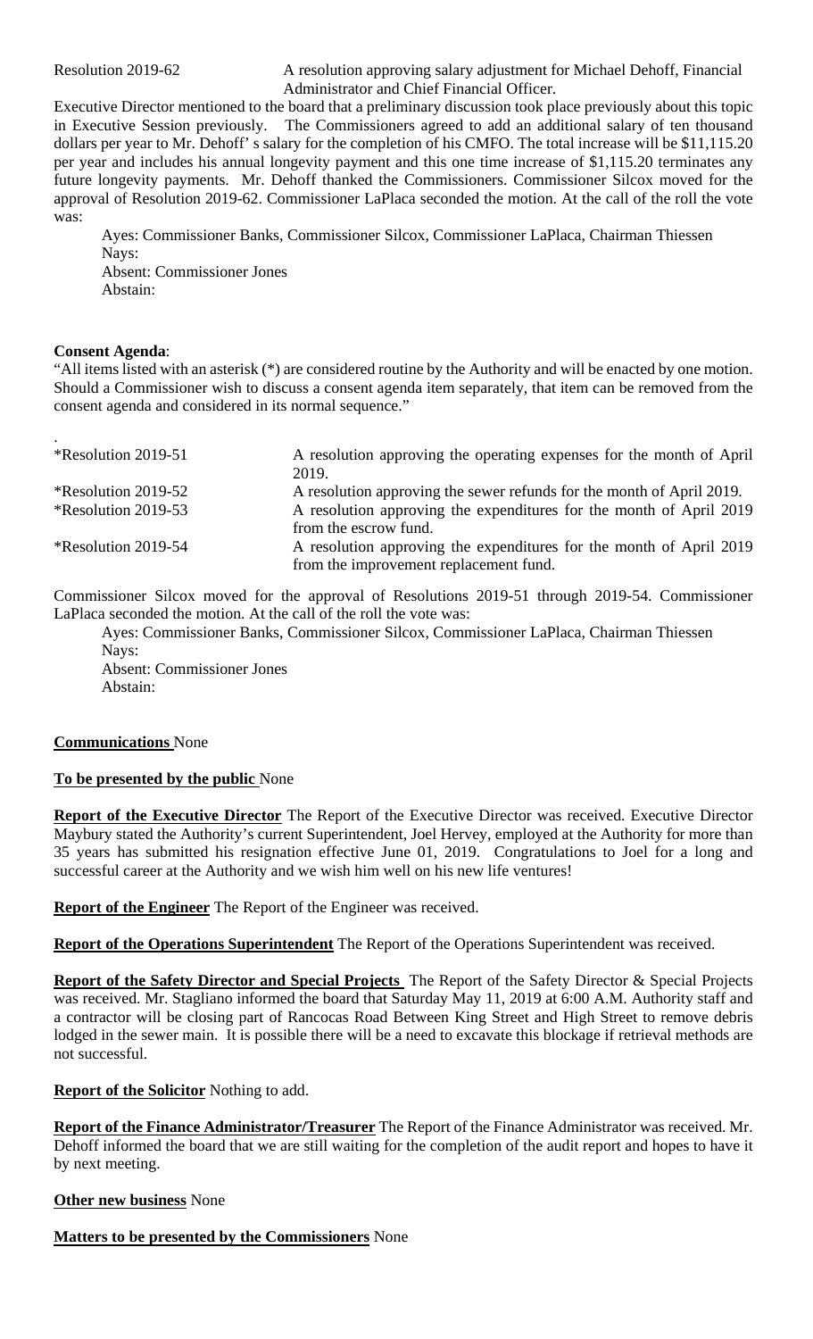Resolution 2019-62 A resolution approving salary adjustment for Michael Dehoff, Financial Administrator and Chief Financial Officer.

Executive Director mentioned to the board that a preliminary discussion took place previously about this topic in Executive Session previously. The Commissioners agreed to add an additional salary of ten thousand dollars per year to Mr. Dehoff' s salary for the completion of his CMFO. The total increase will be $11,115.20 per year and includes his annual longevity payment and this one time increase of $1,115.20 terminates any future longevity payments. Mr. Dehoff thanked the Commissioners. Commissioner Silcox moved for the approval of Resolution 2019-62. Commissioner LaPlaca seconded the motion. At the call of the roll the vote was:

Ayes: Commissioner Banks, Commissioner Silcox, Commissioner LaPlaca, Chairman Thiessen
Nays:
Absent: Commissioner Jones
Abstain:

**Consent Agenda**:

"All items listed with an asterisk (*) are considered routine by the Authority and will be enacted by one motion. Should a Commissioner wish to discuss a consent agenda item separately, that item can be removed from the consent agenda and considered in its normal sequence."

.

| | |
|---|---|
| *Resolution 2019-51 | A resolution approving the operating expenses for the month of April 2019. |
| *Resolution 2019-52 | A resolution approving the sewer refunds for the month of April 2019. |
| *Resolution 2019-53 | A resolution approving the expenditures for the month of April 2019 from the escrow fund. |
| *Resolution 2019-54 | A resolution approving the expenditures for the month of April 2019 from the improvement replacement fund. |

Commissioner Silcox moved for the approval of Resolutions 2019-51 through 2019-54. Commissioner LaPlaca seconded the motion. At the call of the roll the vote was:

Ayes: Commissioner Banks, Commissioner Silcox, Commissioner LaPlaca, Chairman Thiessen
Nays:
Absent: Commissioner Jones
Abstain:

**Communications** None

**To be presented by the public** None

**Report of the Executive Director** The Report of the Executive Director was received. Executive Director Maybury stated the Authority's current Superintendent, Joel Hervey, employed at the Authority for more than 35 years has submitted his resignation effective June 01, 2019. Congratulations to Joel for a long and successful career at the Authority and we wish him well on his new life ventures!

**Report of the Engineer** The Report of the Engineer was received.

**Report of the Operations Superintendent** The Report of the Operations Superintendent was received.

**Report of the Safety Director and Special Projects** The Report of the Safety Director & Special Projects was received. Mr. Stagliano informed the board that Saturday May 11, 2019 at 6:00 A.M. Authority staff and a contractor will be closing part of Rancocas Road Between King Street and High Street to remove debris lodged in the sewer main. It is possible there will be a need to excavate this blockage if retrieval methods are not successful.

**Report of the Solicitor** Nothing to add.

**Report of the Finance Administrator/Treasurer** The Report of the Finance Administrator was received. Mr. Dehoff informed the board that we are still waiting for the completion of the audit report and hopes to have it by next meeting.

**Other new business** None

**Matters to be presented by the Commissioners** None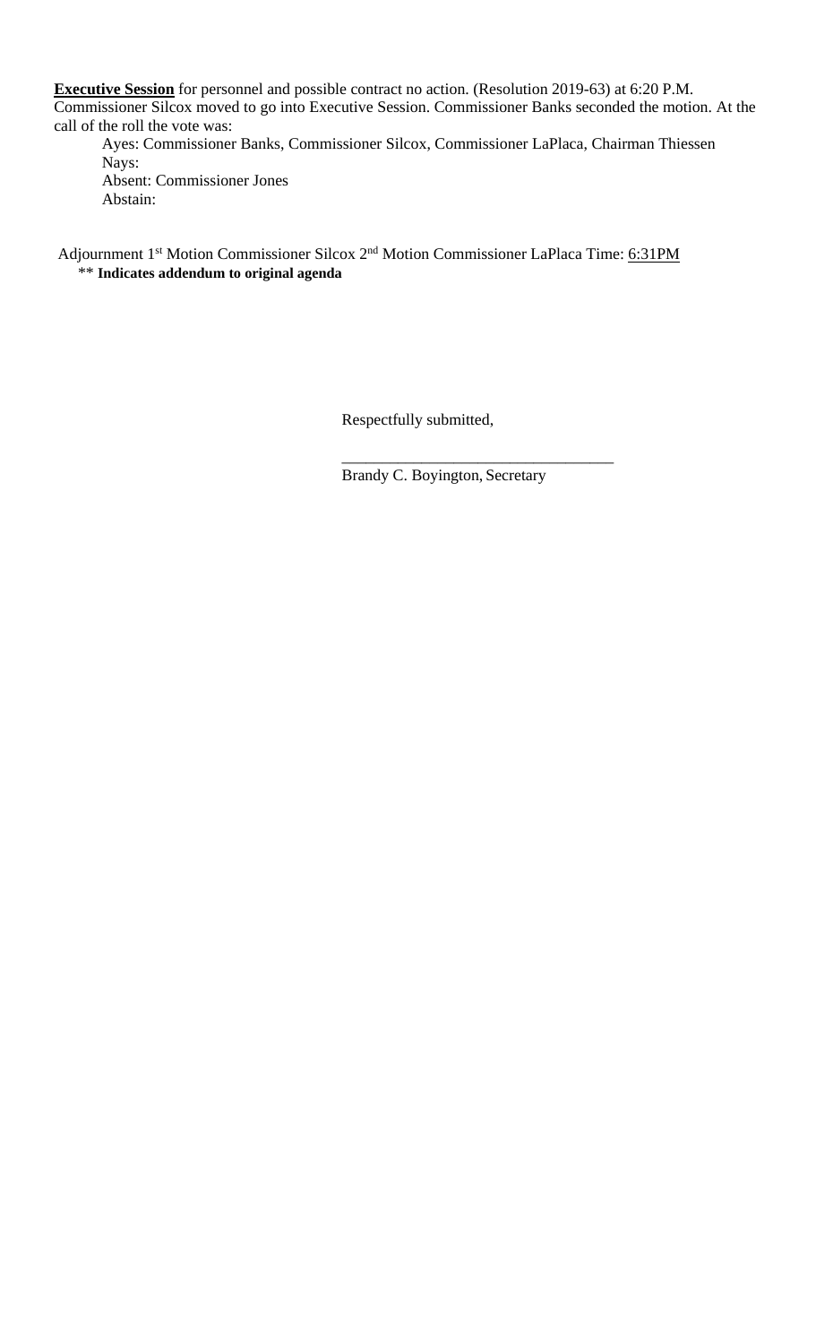**Executive Session** for personnel and possible contract no action. (Resolution 2019-63) at 6:20 P.M. Commissioner Silcox moved to go into Executive Session. Commissioner Banks seconded the motion. At the call of the roll the vote was:

Ayes: Commissioner Banks, Commissioner Silcox, Commissioner LaPlaca, Chairman Thiessen
Nays:
Absent: Commissioner Jones
Abstain:

Adjournment 1st Motion Commissioner Silcox 2nd Motion Commissioner LaPlaca Time: 6:31PM
** **Indicates addendum to original agenda**

Respectfully submitted,

\_\_\_\_\_\_\_\_\_\_\_\_\_\_\_\_\_\_\_\_\_\_\_\_\_\_\_\_\_\_\_\_\_\_\_
Brandy C. Boyington, Secretary